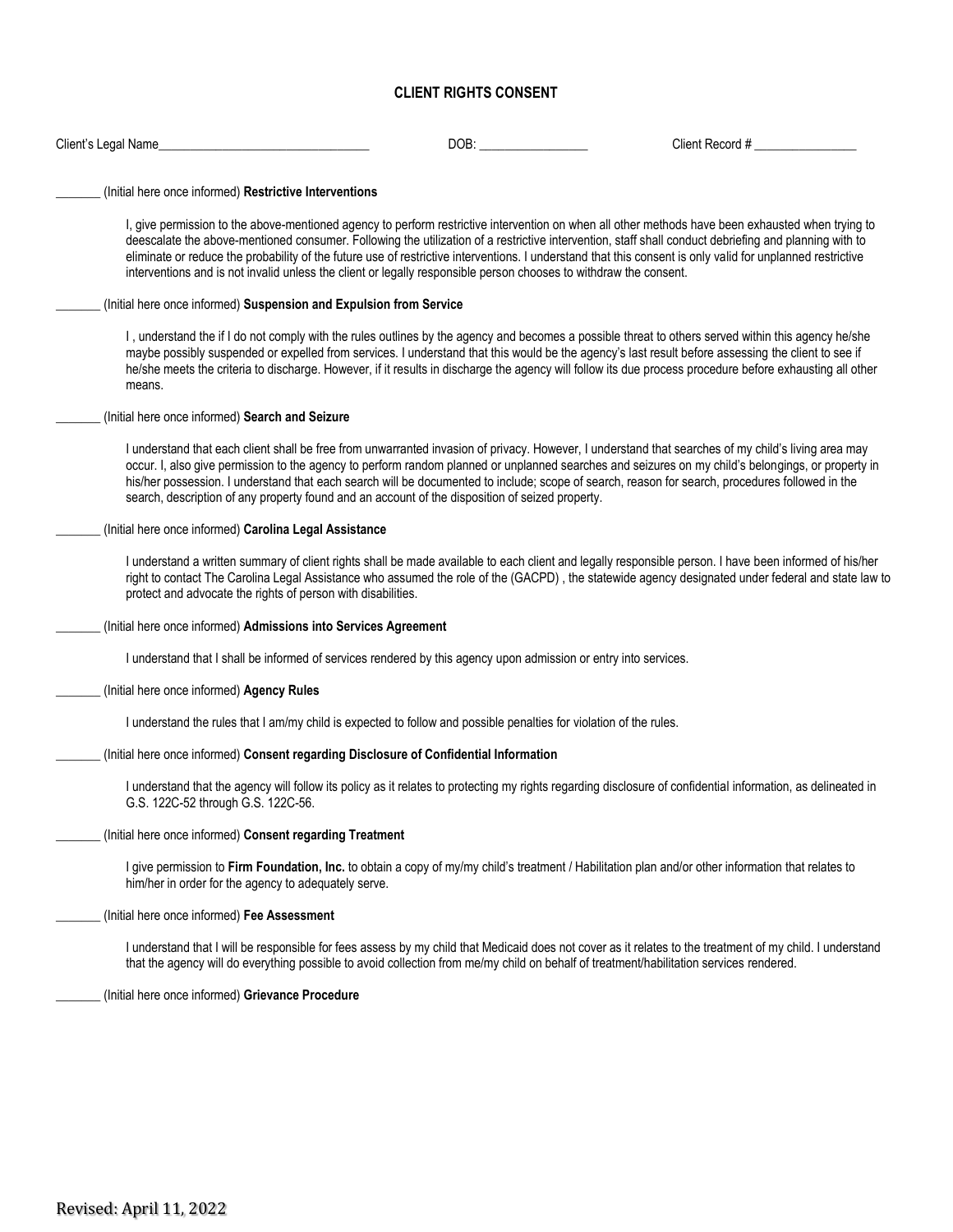# CLIENT RIGHTS CONSENT

Client's Legal Name_________________________________ DOB: _________________ Client Record # ________________

_______ (Initial here once informed) **Restrictive Interventions**

> I, give permission to the above-mentioned agency to perform restrictive intervention on when all other methods have been exhausted when trying to deescalate the above-mentioned consumer. Following the utilization of a restrictive intervention, staff shall conduct debriefing and planning with to eliminate or reduce the probability of the future use of restrictive interventions. I understand that this consent is only valid for unplanned restrictive interventions and is not invalid unless the client or legally responsible person chooses to withdraw the consent.

_______ (Initial here once informed) **Suspension and Expulsion from Service**

> I , understand the if I do not comply with the rules outlines by the agency and becomes a possible threat to others served within this agency he/she maybe possibly suspended or expelled from services. I understand that this would be the agency's last result before assessing the client to see if he/she meets the criteria to discharge. However, if it results in discharge the agency will follow its due process procedure before exhausting all other means.

_______ (Initial here once informed) **Search and Seizure**

> I understand that each client shall be free from unwarranted invasion of privacy. However, I understand that searches of my child's living area may occur. I, also give permission to the agency to perform random planned or unplanned searches and seizures on my child's belongings, or property in his/her possession. I understand that each search will be documented to include; scope of search, reason for search, procedures followed in the search, description of any property found and an account of the disposition of seized property.

_______ (Initial here once informed) **Carolina Legal Assistance**

> I understand a written summary of client rights shall be made available to each client and legally responsible person. I have been informed of his/her right to contact The Carolina Legal Assistance who assumed the role of the (GACPD) , the statewide agency designated under federal and state law to protect and advocate the rights of person with disabilities.

_______ (Initial here once informed) **Admissions into Services Agreement**

> I understand that I shall be informed of services rendered by this agency upon admission or entry into services.

_______ (Initial here once informed) **Agency Rules**

> I understand the rules that I am/my child is expected to follow and possible penalties for violation of the rules.

_______ (Initial here once informed) **Consent regarding Disclosure of Confidential Information**

> I understand that the agency will follow its policy as it relates to protecting my rights regarding disclosure of confidential information, as delineated in G.S. 122C-52 through G.S. 122C-56.

_______ (Initial here once informed) **Consent regarding Treatment**

> I give permission to **Firm Foundation, Inc.** to obtain a copy of my/my child's treatment / Habilitation plan and/or other information that relates to him/her in order for the agency to adequately serve.

_______ (Initial here once informed) **Fee Assessment**

> I understand that I will be responsible for fees assess by my child that Medicaid does not cover as it relates to the treatment of my child. I understand that the agency will do everything possible to avoid collection from me/my child on behalf of treatment/habilitation services rendered.

_______ (Initial here once informed) **Grievance Procedure**

Revised: April 11, 2022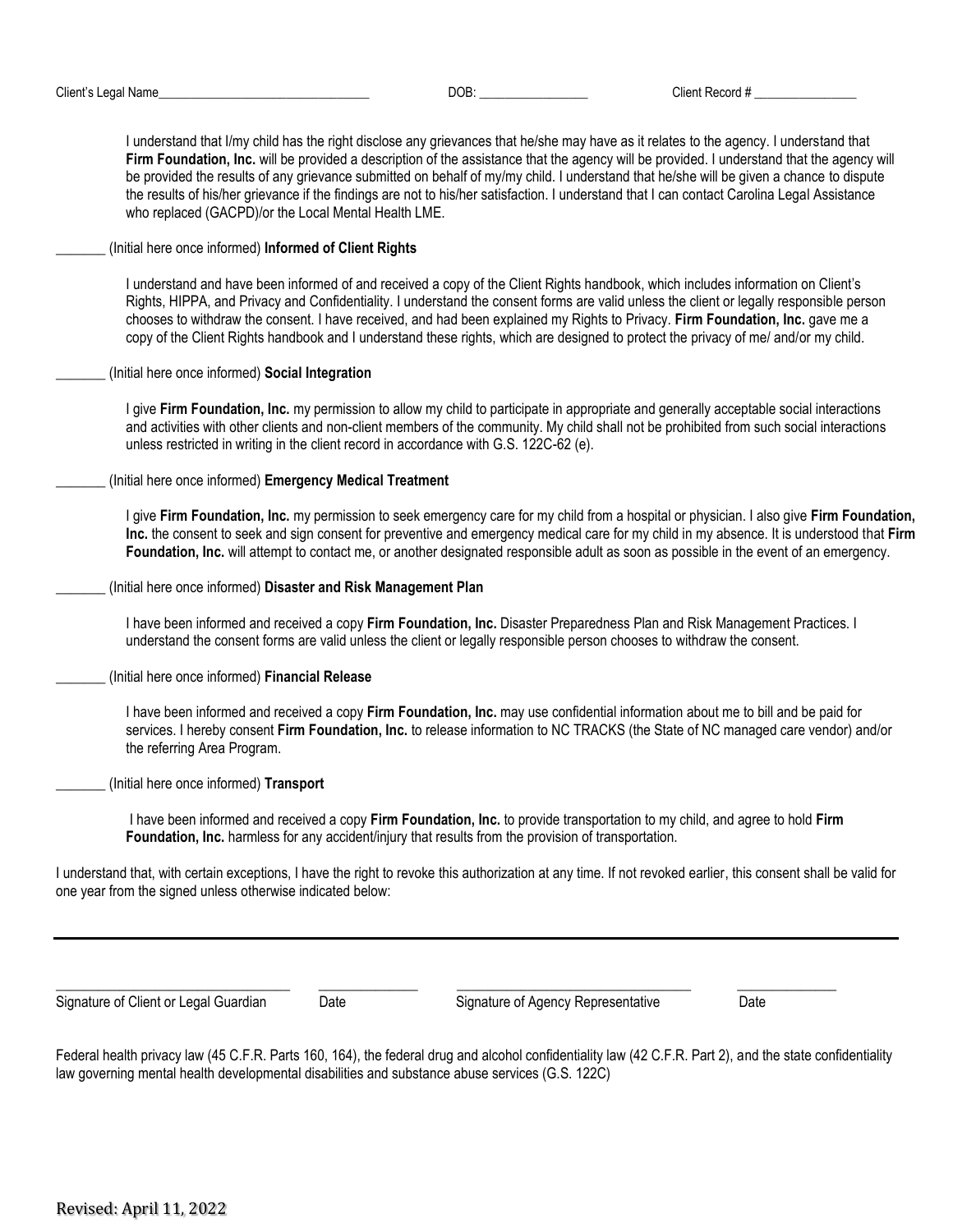Client's Legal Name_________________________________ DOB: _________________ Client Record # ________________

I understand that I/my child has the right disclose any grievances that he/she may have as it relates to the agency. I understand that **Firm Foundation, Inc.** will be provided a description of the assistance that the agency will be provided. I understand that the agency will be provided the results of any grievance submitted on behalf of my/my child. I understand that he/she will be given a chance to dispute the results of his/her grievance if the findings are not to his/her satisfaction. I understand that I can contact Carolina Legal Assistance who replaced (GACPD)/or the Local Mental Health LME.

_______ (Initial here once informed) **Informed of Client Rights**

I understand and have been informed of and received a copy of the Client Rights handbook, which includes information on Client's Rights, HIPPA, and Privacy and Confidentiality. I understand the consent forms are valid unless the client or legally responsible person chooses to withdraw the consent. I have received, and had been explained my Rights to Privacy. **Firm Foundation, Inc.** gave me a copy of the Client Rights handbook and I understand these rights, which are designed to protect the privacy of me/ and/or my child.

_______ (Initial here once informed) **Social Integration**

I give **Firm Foundation, Inc.** my permission to allow my child to participate in appropriate and generally acceptable social interactions and activities with other clients and non-client members of the community. My child shall not be prohibited from such social interactions unless restricted in writing in the client record in accordance with G.S. 122C-62 (e).

_______ (Initial here once informed) **Emergency Medical Treatment**

I give **Firm Foundation, Inc.** my permission to seek emergency care for my child from a hospital or physician. I also give **Firm Foundation, Inc.** the consent to seek and sign consent for preventive and emergency medical care for my child in my absence. It is understood that **Firm Foundation, Inc.** will attempt to contact me, or another designated responsible adult as soon as possible in the event of an emergency.

_______ (Initial here once informed) **Disaster and Risk Management Plan**

I have been informed and received a copy **Firm Foundation, Inc.** Disaster Preparedness Plan and Risk Management Practices. I understand the consent forms are valid unless the client or legally responsible person chooses to withdraw the consent.

_______ (Initial here once informed) **Financial Release**

I have been informed and received a copy **Firm Foundation, Inc.** may use confidential information about me to bill and be paid for services. I hereby consent **Firm Foundation, Inc.** to release information to NC TRACKS (the State of NC managed care vendor) and/or the referring Area Program.

_______ (Initial here once informed) **Transport**

I have been informed and received a copy **Firm Foundation, Inc.** to provide transportation to my child, and agree to hold **Firm Foundation, Inc.** harmless for any accident/injury that results from the provision of transportation.

I understand that, with certain exceptions, I have the right to revoke this authorization at any time. If not revoked earlier, this consent shall be valid for one year from the signed unless otherwise indicated below:

_________________________________ ______________ _________________________________ ______________
Signature of Client or Legal Guardian Date Signature of Agency Representative Date

Federal health privacy law (45 C.F.R. Parts 160, 164), the federal drug and alcohol confidentiality law (42 C.F.R. Part 2), and the state confidentiality law governing mental health developmental disabilities and substance abuse services (G.S. 122C)

Revised: April 11, 2022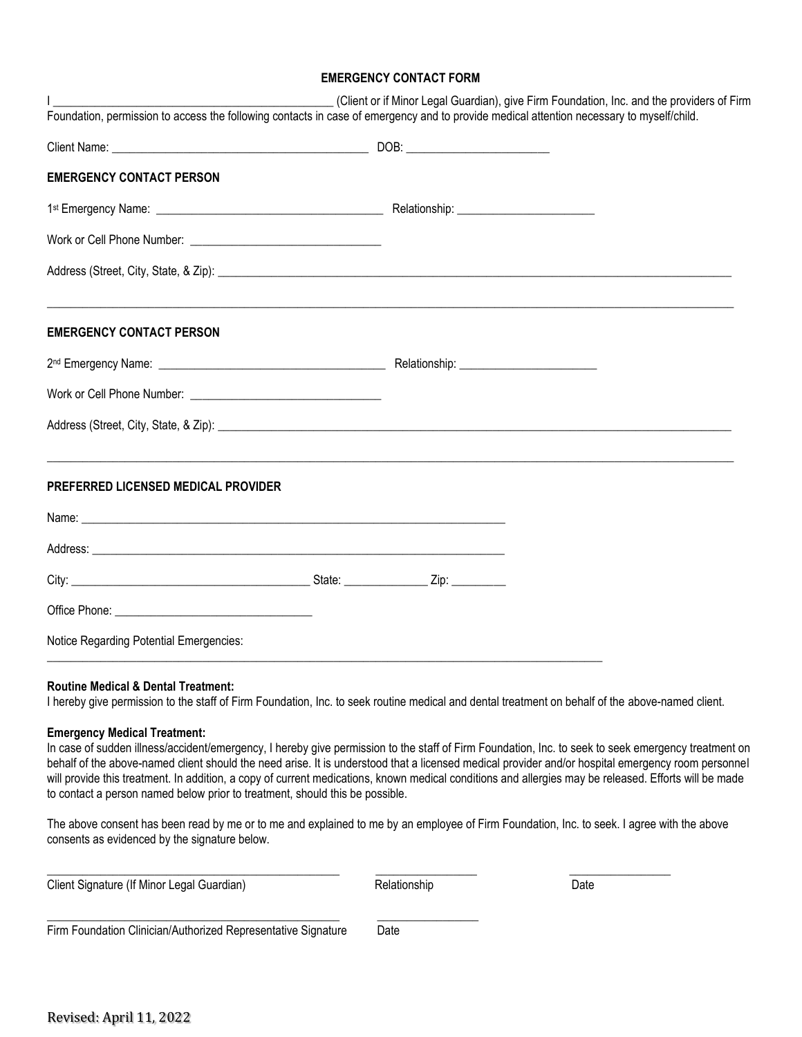## EMERGENCY CONTACT FORM

I ______________________________________________ (Client or if Minor Legal Guardian), give Firm Foundation, Inc. and the providers of Firm Foundation, permission to access the following contacts in case of emergency and to provide medical attention necessary to myself/child.

Client Name: ___________________________________________ DOB: ________________________

**EMERGENCY CONTACT PERSON**

1st Emergency Name: ______________________________________ Relationship: ______________________

Work or Cell Phone Number: ________________________________

Address (Street, City, State, & Zip): _________________________________________________________________________________________

_____________________________________________________________________________________________________________

**EMERGENCY CONTACT PERSON**

2nd Emergency Name: ______________________________________ Relationship: ______________________

Work or Cell Phone Number: ________________________________

Address (Street, City, State, & Zip): _________________________________________________________________________________________

_____________________________________________________________________________________________________________

**PREFERRED LICENSED MEDICAL PROVIDER**

Name: ________________________________________________________________________

Address: ______________________________________________________________________

City: ________________________________________ State: ______________ Zip: _________

Office Phone: _________________________________

Notice Regarding Potential Emergencies:
_____________________________________________________________________________________________

**Routine Medical & Dental Treatment:**
I hereby give permission to the staff of Firm Foundation, Inc. to seek routine medical and dental treatment on behalf of the above-named client.

**Emergency Medical Treatment:**
In case of sudden illness/accident/emergency, I hereby give permission to the staff of Firm Foundation, Inc. to seek to seek emergency treatment on behalf of the above-named client should the need arise. It is understood that a licensed medical provider and/or hospital emergency room personnel will provide this treatment. In addition, a copy of current medications, known medical conditions and allergies may be released. Efforts will be made to contact a person named below prior to treatment, should this be possible.

The above consent has been read by me or to me and explained to me by an employee of Firm Foundation, Inc. to seek. I agree with the above consents as evidenced by the signature below.

_________________________________________________ _________________ _________________
Client Signature (If Minor Legal Guardian) Relationship Date

_________________________________________________ _________________
Firm Foundation Clinician/Authorized Representative Signature Date

Revised: April 11, 2022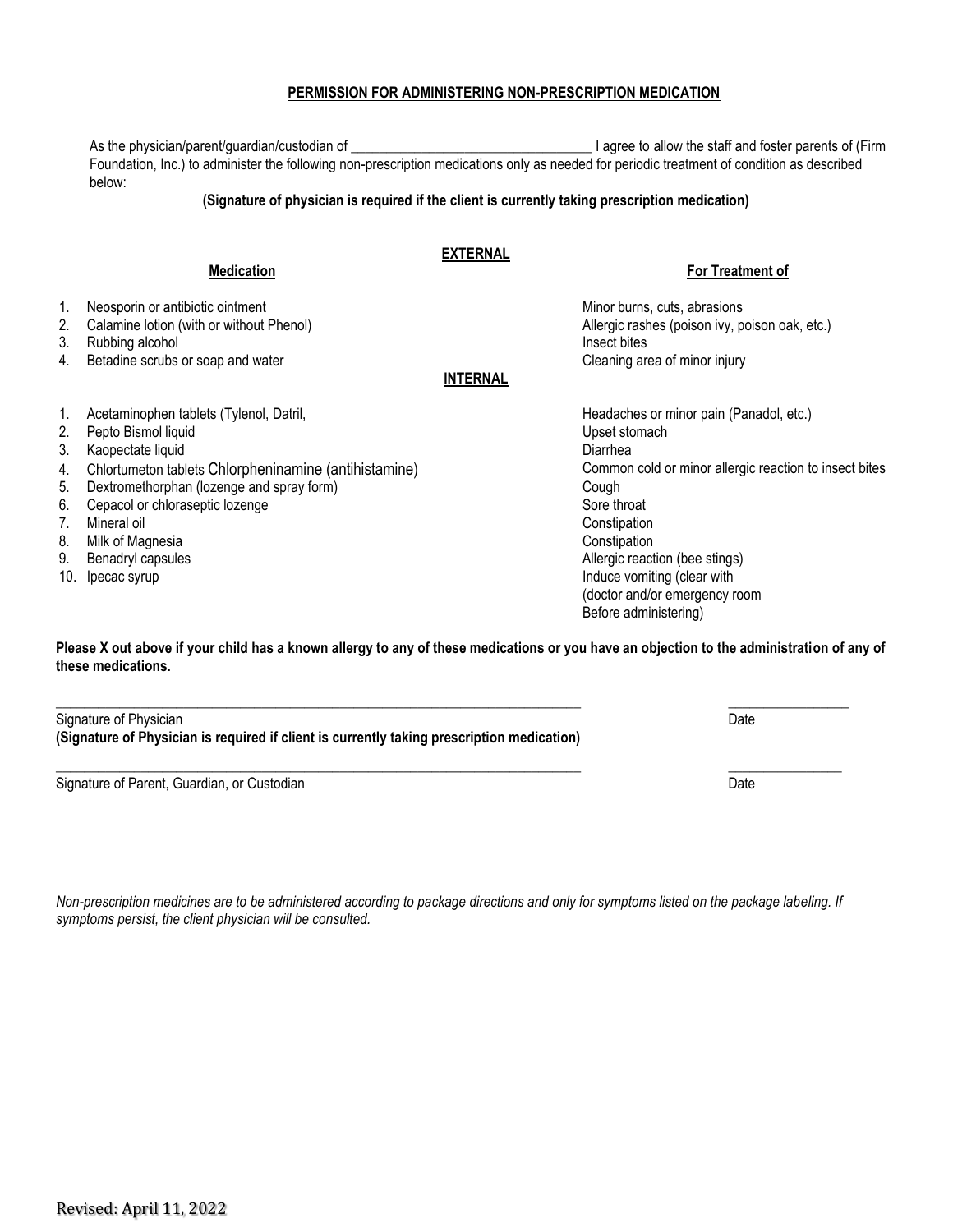**PERMISSION FOR ADMINISTERING NON-PRESCRIPTION MEDICATION**

As the physician/parent/guardian/custodian of ___________________________________ I agree to allow the staff and foster parents of (Firm Foundation, Inc.) to administer the following non-prescription medications only as needed for periodic treatment of condition as described below:

**(Signature of physician is required if the client is currently taking prescription medication)**

**EXTERNAL**

| | Medication | For Treatment of |
|---|---|---|
| 1. | Neosporin or antibiotic ointment | Minor burns, cuts, abrasions |
| 2. | Calamine lotion (with or without Phenol) | Allergic rashes (poison ivy, poison oak, etc.) |
| 3. | Rubbing alcohol | Insect bites |
| 4. | Betadine scrubs or soap and water | Cleaning area of minor injury |

**INTERNAL**

| | Medication | For Treatment of |
|---|---|---|
| 1. | Acetaminophen tablets (Tylenol, Datril, | Headaches or minor pain (Panadol, etc.) |
| 2. | Pepto Bismol liquid | Upset stomach |
| 3. | Kaopectate liquid | Diarrhea |
| 4. | Chlortumeton tablets Chlorpheninamine (antihistamine) | Common cold or minor allergic reaction to insect bites |
| 5. | Dextromethorphan (lozenge and spray form) | Cough |
| 6. | Cepacol or chloraseptic lozenge | Sore throat |
| 7. | Mineral oil | Constipation |
| 8. | Milk of Magnesia | Constipation |
| 9. | Benadryl capsules | Allergic reaction (bee stings) |
| 10. | Ipecac syrup | Induce vomiting (clear with (doctor and/or emergency room Before administering) |

**Please X out above if your child has a known allergy to any of these medications or you have an objection to the administration of any of these medications.**

_____________________________________________________________________________ _________________

Signature of Physician Date

**(Signature of Physician is required if client is currently taking prescription medication)**

_____________________________________________________________________________ ________________

Signature of Parent, Guardian, or Custodian Date

*Non-prescription medicines are to be administered according to package directions and only for symptoms listed on the package labeling. If symptoms persist, the client physician will be consulted.*

Revised: April 11, 2022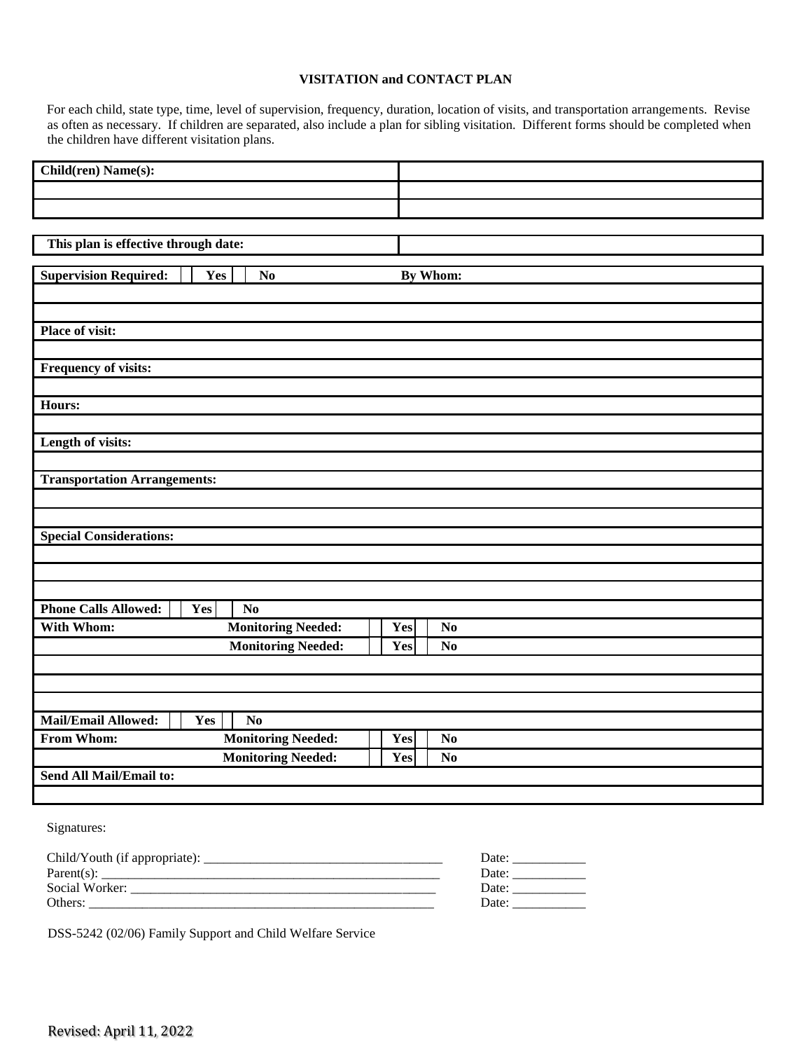# VISITATION and CONTACT PLAN

For each child, state type, time, level of supervision, frequency, duration, location of visits, and transportation arrangements. Revise as often as necessary. If children are separated, also include a plan for sibling visitation. Different forms should be completed when the children have different visitation plans.

| **Child(ren) Name(s):** | |
|---|---|
| | |
| | |

| **This plan is effective through date:** | |
|---|---|

| **Supervision Required:** ☐ **Yes** ☐ **No** | **By Whom:** |
|---|---|
| | |
| | |
| **Place of visit:** | |
| | |
| **Frequency of visits:** | |
| | |
| **Hours:** | |
| | |
| **Length of visits:** | |
| | |
| **Transportation Arrangements:** | |
| | |
| | |
| **Special Considerations:** | |
| | |
| | |
| | |
| **Phone Calls Allowed:** ☐ **Yes** ☐ **No** | |
| **With Whom:** **Monitoring Needed:** | ☐ **Yes** ☐ **No** |
| **Monitoring Needed:** | ☐ **Yes** ☐ **No** |
| | |
| | |
| | |
| **Mail/Email Allowed:** ☐ **Yes** ☐ **No** | |
| **From Whom:** **Monitoring Needed:** | ☐ **Yes** ☐ **No** |
| **Monitoring Needed:** | ☐ **Yes** ☐ **No** |
| **Send All Mail/Email to:** | |
| | |

Signatures:

Child/Youth (if appropriate): ____________________________________ Date: ___________
Parent(s): ____________________________________________________ Date: ___________
Social Worker: ________________________________________________ Date: ___________
Others: ______________________________________________________ Date: ___________

DSS-5242 (02/06) Family Support and Child Welfare Service

Revised: April 11, 2022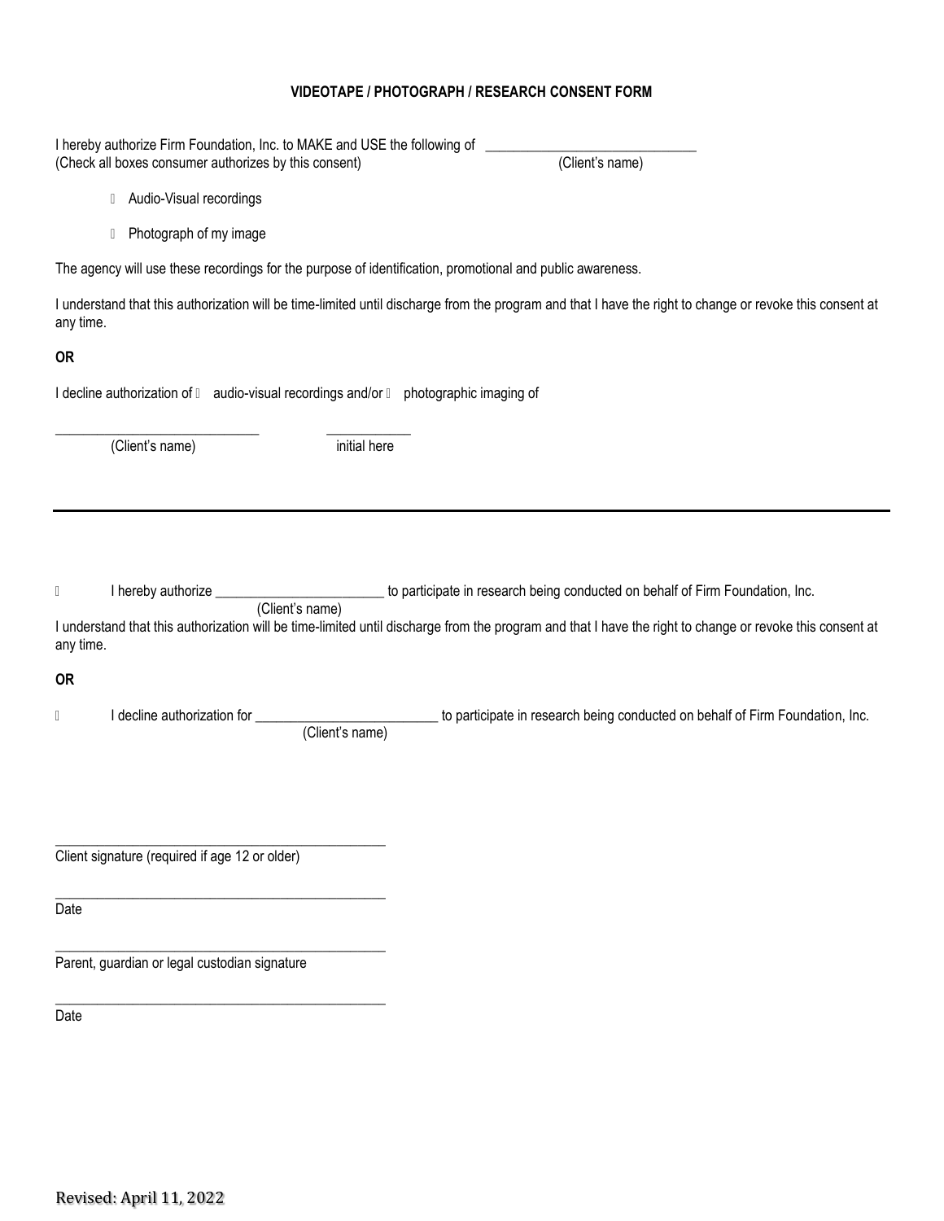**VIDEOTAPE / PHOTOGRAPH / RESEARCH CONSENT FORM**

I hereby authorize Firm Foundation, Inc. to MAKE and USE the following of ______________________________
(Check all boxes consumer authorizes by this consent) (Client's name)

- ☐ Audio-Visual recordings
- ☐ Photograph of my image

The agency will use these recordings for the purpose of identification, promotional and public awareness.

I understand that this authorization will be time-limited until discharge from the program and that I have the right to change or revoke this consent at any time.

**OR**

I decline authorization of ☐ audio-visual recordings and/or ☐ photographic imaging of

_____________________________ ____________
(Client's name) initial here

---

☐ I hereby authorize ________________________ to participate in research being conducted on behalf of Firm Foundation, Inc.
(Client's name)

I understand that this authorization will be time-limited until discharge from the program and that I have the right to change or revoke this consent at any time.

**OR**

☐ I decline authorization for __________________________ to participate in research being conducted on behalf of Firm Foundation, Inc.
(Client's name)

_______________________________________________
Client signature (required if age 12 or older)

_______________________________________________
Date

_______________________________________________
Parent, guardian or legal custodian signature

_______________________________________________
Date

Revised: April 11, 2022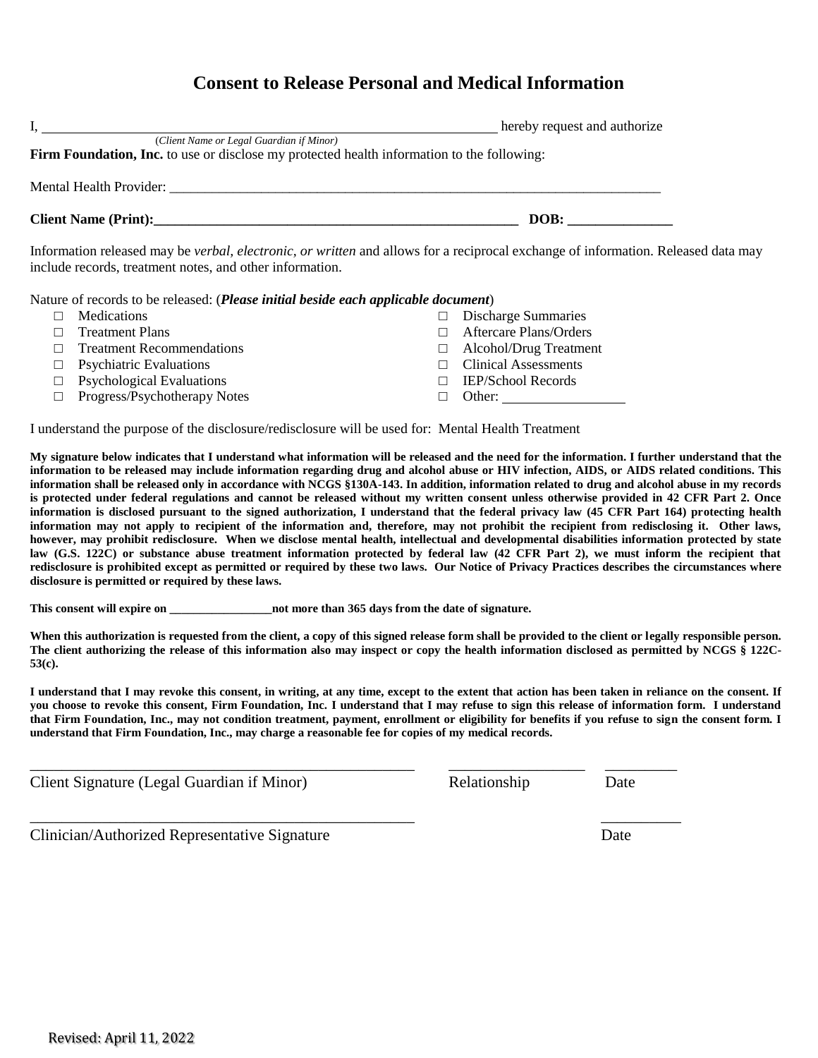# Consent to Release Personal and Medical Information

I, ________________________________________________________________ hereby request and authorize
(*Client Name or Legal Guardian if Minor*)

**Firm Foundation, Inc.** to use or disclose my protected health information to the following:

Mental Health Provider: ___________________________________________________________________________

**Client Name (Print):_______________________________________________________ DOB: _______________**

Information released may be *verbal, electronic, or written* and allows for a reciprocal exchange of information. Released data may include records, treatment notes, and other information.

Nature of records to be released: (***Please initial beside each applicable document***)

- □ Medications
- □ Treatment Plans
- □ Treatment Recommendations
- □ Psychiatric Evaluations
- □ Psychological Evaluations
- □ Progress/Psychotherapy Notes
- □ Discharge Summaries
- □ Aftercare Plans/Orders
- □ Alcohol/Drug Treatment
- □ Clinical Assessments
- □ IEP/School Records
- □ Other: _________________

I understand the purpose of the disclosure/redisclosure will be used for: Mental Health Treatment

**My signature below indicates that I understand what information will be released and the need for the information. I further understand that the information to be released may include information regarding drug and alcohol abuse or HIV infection, AIDS, or AIDS related conditions. This information shall be released only in accordance with NCGS §130A-143. In addition, information related to drug and alcohol abuse in my records is protected under federal regulations and cannot be released without my written consent unless otherwise provided in 42 CFR Part 2. Once information is disclosed pursuant to the signed authorization, I understand that the federal privacy law (45 CFR Part 164) protecting health information may not apply to recipient of the information and, therefore, may not prohibit the recipient from redisclosing it. Other laws, however, may prohibit redisclosure. When we disclose mental health, intellectual and developmental disabilities information protected by state law (G.S. 122C) or substance abuse treatment information protected by federal law (42 CFR Part 2), we must inform the recipient that redisclosure is prohibited except as permitted or required by these two laws. Our Notice of Privacy Practices describes the circumstances where disclosure is permitted or required by these laws.**

**This consent will expire on _________________not more than 365 days from the date of signature.**

**When this authorization is requested from the client, a copy of this signed release form shall be provided to the client or legally responsible person. The client authorizing the release of this information also may inspect or copy the health information disclosed as permitted by NCGS § 122C-53(c).**

**I understand that I may revoke this consent, in writing, at any time, except to the extent that action has been taken in reliance on the consent. If you choose to revoke this consent, Firm Foundation, Inc. I understand that I may refuse to sign this release of information form. I understand that Firm Foundation, Inc., may not condition treatment, payment, enrollment or eligibility for benefits if you refuse to sign the consent form. I understand that Firm Foundation, Inc., may charge a reasonable fee for copies of my medical records.**

_____________________________________________ __________________ __________

Client Signature (Legal Guardian if Minor) Relationship Date

_____________________________________________ __________

Clinician/Authorized Representative Signature Date

Revised: April 11, 2022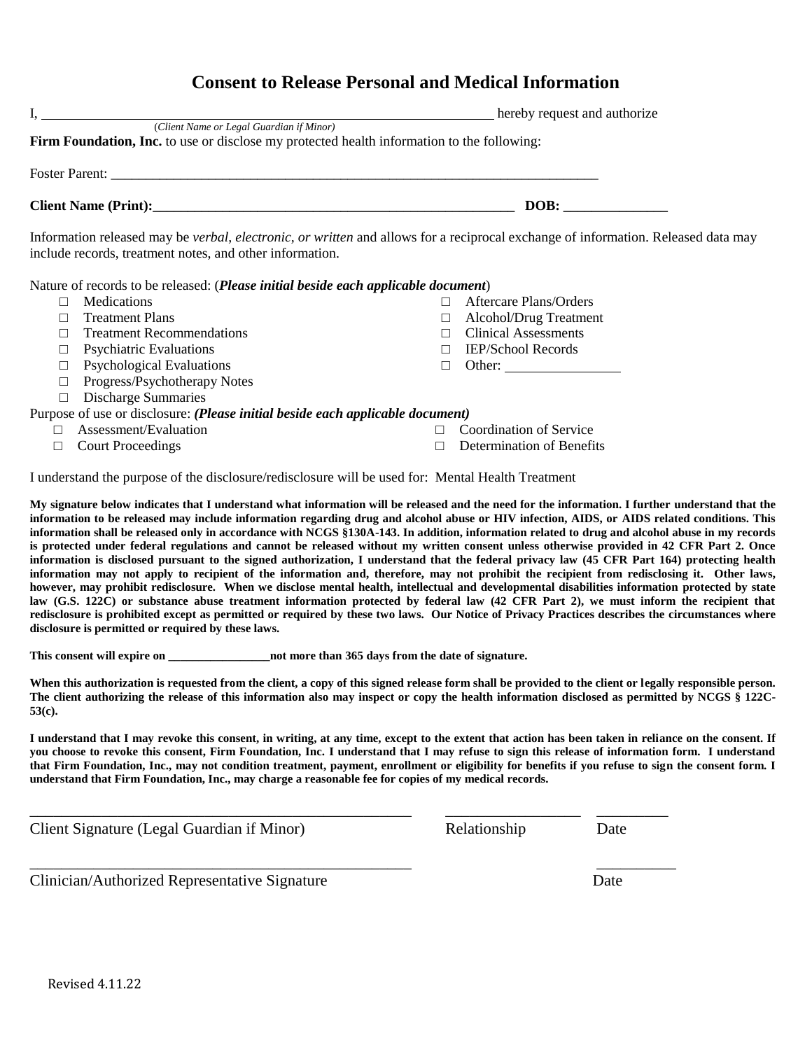# Consent to Release Personal and Medical Information

I, ___________________________________________________________________ hereby request and authorize
(*Client Name or Legal Guardian if Minor*)

**Firm Foundation, Inc.** to use or disclose my protected health information to the following:

Foster Parent: ___________________________________________________________________________

**Client Name (Print):_____________________________________________________ DOB: _______________**

Information released may be *verbal, electronic, or written* and allows for a reciprocal exchange of information. Released data may include records, treatment notes, and other information.

Nature of records to be released: (***Please initial beside each applicable document***)

- □ Medications
- □ Treatment Plans
- □ Treatment Recommendations
- □ Psychiatric Evaluations
- □ Psychological Evaluations
- □ Progress/Psychotherapy Notes
- □ Discharge Summaries
- □ Aftercare Plans/Orders
- □ Alcohol/Drug Treatment
- □ Clinical Assessments
- □ IEP/School Records
- □ Other: _________________

Purpose of use or disclosure: ***(Please initial beside each applicable document)***

- □ Assessment/Evaluation
- □ Court Proceedings
- □ Coordination of Service
- □ Determination of Benefits

I understand the purpose of the disclosure/redisclosure will be used for: Mental Health Treatment

**My signature below indicates that I understand what information will be released and the need for the information. I further understand that the information to be released may include information regarding drug and alcohol abuse or HIV infection, AIDS, or AIDS related conditions. This information shall be released only in accordance with NCGS §130A-143. In addition, information related to drug and alcohol abuse in my records is protected under federal regulations and cannot be released without my written consent unless otherwise provided in 42 CFR Part 2. Once information is disclosed pursuant to the signed authorization, I understand that the federal privacy law (45 CFR Part 164) protecting health information may not apply to recipient of the information and, therefore, may not prohibit the recipient from redisclosing it. Other laws, however, may prohibit redisclosure. When we disclose mental health, intellectual and developmental disabilities information protected by state law (G.S. 122C) or substance abuse treatment information protected by federal law (42 CFR Part 2), we must inform the recipient that redisclosure is prohibited except as permitted or required by these two laws. Our Notice of Privacy Practices describes the circumstances where disclosure is permitted or required by these laws.**

**This consent will expire on _________________not more than 365 days from the date of signature.**

**When this authorization is requested from the client, a copy of this signed release form shall be provided to the client or legally responsible person. The client authorizing the release of this information also may inspect or copy the health information disclosed as permitted by NCGS § 122C-53(c).**

**I understand that I may revoke this consent, in writing, at any time, except to the extent that action has been taken in reliance on the consent. If you choose to revoke this consent, Firm Foundation, Inc. I understand that I may refuse to sign this release of information form. I understand that Firm Foundation, Inc., may not condition treatment, payment, enrollment or eligibility for benefits if you refuse to sign the consent form. I understand that Firm Foundation, Inc., may charge a reasonable fee for copies of my medical records.**

_________________________________________________ __________________ __________

Client Signature (Legal Guardian if Minor) Relationship Date

_________________________________________________ __________

Clinician/Authorized Representative Signature Date

Revised 4.11.22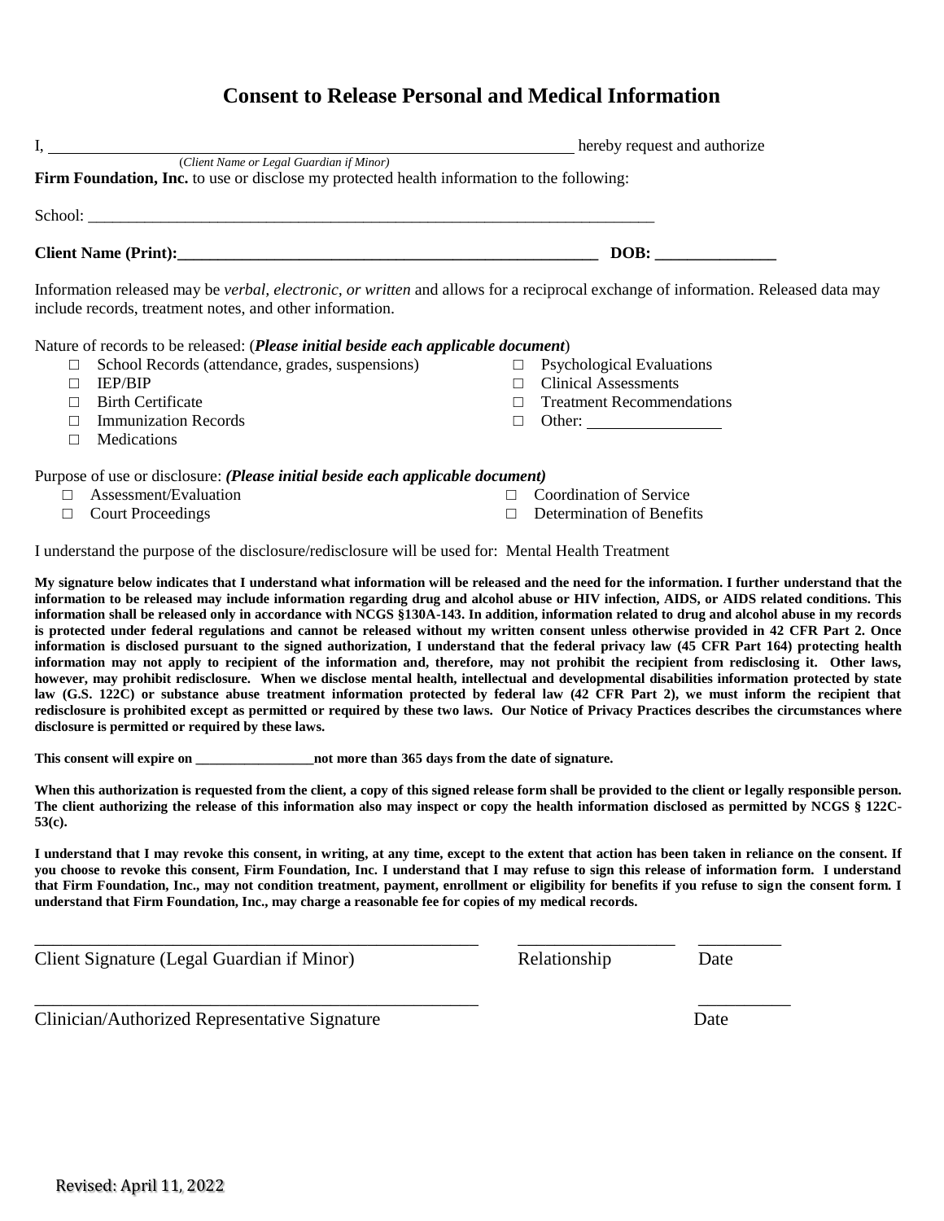# Consent to Release Personal and Medical Information

I, ______________________________________________ hereby request and authorize
(*Client Name or Legal Guardian if Minor*)

**Firm Foundation, Inc.** to use or disclose my protected health information to the following:

School: ___________________________________________________________________________

**Client Name (Print):_____________________________________________________ DOB: _______________**

Information released may be *verbal, electronic, or written* and allows for a reciprocal exchange of information. Released data may include records, treatment notes, and other information.

Nature of records to be released: (***Please initial beside each applicable document***)

- □ School Records (attendance, grades, suspensions)
- □ IEP/BIP
- □ Birth Certificate
- □ Immunization Records
- □ Medications
- □ Psychological Evaluations
- □ Clinical Assessments
- □ Treatment Recommendations
- □ Other: _________________

Purpose of use or disclosure: ***(Please initial beside each applicable document)***

- □ Assessment/Evaluation
- □ Court Proceedings
- □ Coordination of Service
- □ Determination of Benefits

I understand the purpose of the disclosure/redisclosure will be used for: Mental Health Treatment

**My signature below indicates that I understand what information will be released and the need for the information. I further understand that the information to be released may include information regarding drug and alcohol abuse or HIV infection, AIDS, or AIDS related conditions. This information shall be released only in accordance with NCGS §130A-143. In addition, information related to drug and alcohol abuse in my records is protected under federal regulations and cannot be released without my written consent unless otherwise provided in 42 CFR Part 2. Once information is disclosed pursuant to the signed authorization, I understand that the federal privacy law (45 CFR Part 164) protecting health information may not apply to recipient of the information and, therefore, may not prohibit the recipient from redisclosing it. Other laws, however, may prohibit redisclosure. When we disclose mental health, intellectual and developmental disabilities information protected by state law (G.S. 122C) or substance abuse treatment information protected by federal law (42 CFR Part 2), we must inform the recipient that redisclosure is prohibited except as permitted or required by these two laws. Our Notice of Privacy Practices describes the circumstances where disclosure is permitted or required by these laws.**

**This consent will expire on _________________not more than 365 days from the date of signature.**

**When this authorization is requested from the client, a copy of this signed release form shall be provided to the client or legally responsible person. The client authorizing the release of this information also may inspect or copy the health information disclosed as permitted by NCGS § 122C-53(c).**

**I understand that I may revoke this consent, in writing, at any time, except to the extent that action has been taken in reliance on the consent. If you choose to revoke this consent, Firm Foundation, Inc. I understand that I may refuse to sign this release of information form. I understand that Firm Foundation, Inc., may not condition treatment, payment, enrollment or eligibility for benefits if you refuse to sign the consent form. I understand that Firm Foundation, Inc., may charge a reasonable fee for copies of my medical records.**

___________________________________________________ __________________ __________

Client Signature (Legal Guardian if Minor) Relationship Date

___________________________________________________ __________

Clinician/Authorized Representative Signature Date

Revised: April 11, 2022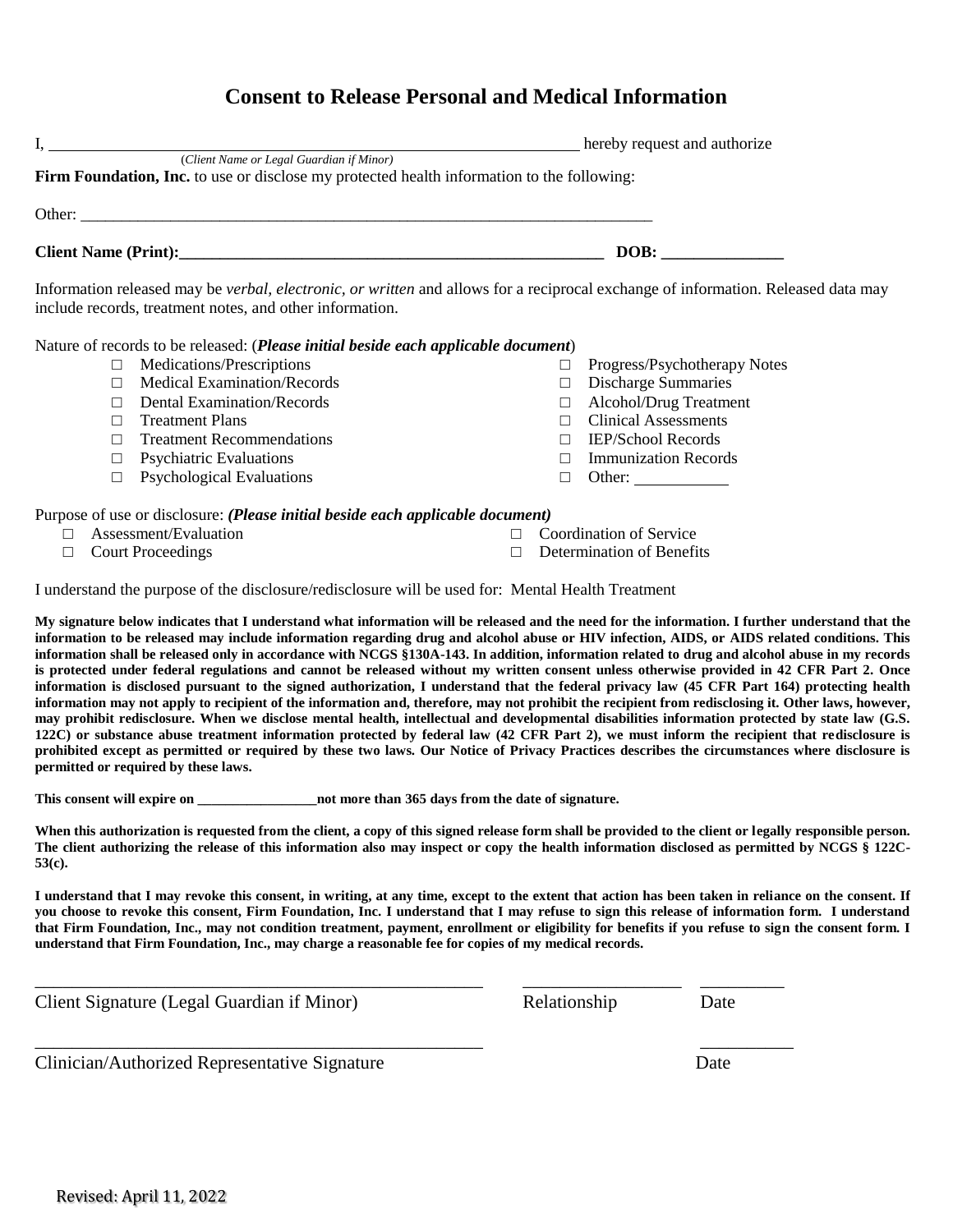# Consent to Release Personal and Medical Information

I, _________________________________________________________________ hereby request and authorize
(*Client Name or Legal Guardian if Minor)*
**Firm Foundation, Inc.** to use or disclose my protected health information to the following:

Other: ___________________________________________________________________________

**Client Name (Print):_______________________________________________________ DOB: _______________**

Information released may be *verbal, electronic, or written* and allows for a reciprocal exchange of information. Released data may include records, treatment notes, and other information.

Nature of records to be released: (***Please initial beside each applicable document***)

- □ Medications/Prescriptions
- □ Medical Examination/Records
- □ Dental Examination/Records
- □ Treatment Plans
- □ Treatment Recommendations
- □ Psychiatric Evaluations
- □ Psychological Evaluations
- □ Progress/Psychotherapy Notes
- □ Discharge Summaries
- □ Alcohol/Drug Treatment
- □ Clinical Assessments
- □ IEP/School Records
- □ Immunization Records
- □ Other: ___________

Purpose of use or disclosure: ***(Please initial beside each applicable document)***

- □ Assessment/Evaluation
- □ Court Proceedings
- □ Coordination of Service
- □ Determination of Benefits

I understand the purpose of the disclosure/redisclosure will be used for: Mental Health Treatment

**My signature below indicates that I understand what information will be released and the need for the information. I further understand that the information to be released may include information regarding drug and alcohol abuse or HIV infection, AIDS, or AIDS related conditions. This information shall be released only in accordance with NCGS §130A-143. In addition, information related to drug and alcohol abuse in my records is protected under federal regulations and cannot be released without my written consent unless otherwise provided in 42 CFR Part 2. Once information is disclosed pursuant to the signed authorization, I understand that the federal privacy law (45 CFR Part 164) protecting health information may not apply to recipient of the information and, therefore, may not prohibit the recipient from redisclosing it. Other laws, however, may prohibit redisclosure. When we disclose mental health, intellectual and developmental disabilities information protected by state law (G.S. 122C) or substance abuse treatment information protected by federal law (42 CFR Part 2), we must inform the recipient that redisclosure is prohibited except as permitted or required by these two laws. Our Notice of Privacy Practices describes the circumstances where disclosure is permitted or required by these laws.**

**This consent will expire on _________________not more than 365 days from the date of signature.**

**When this authorization is requested from the client, a copy of this signed release form shall be provided to the client or legally responsible person. The client authorizing the release of this information also may inspect or copy the health information disclosed as permitted by NCGS § 122C-53(c).**

**I understand that I may revoke this consent, in writing, at any time, except to the extent that action has been taken in reliance on the consent. If you choose to revoke this consent, Firm Foundation, Inc. I understand that I may refuse to sign this release of information form. I understand that Firm Foundation, Inc., may not condition treatment, payment, enrollment or eligibility for benefits if you refuse to sign the consent form. I understand that Firm Foundation, Inc., may charge a reasonable fee for copies of my medical records.**

_________________________________________________ __________________ __________
Client Signature (Legal Guardian if Minor) Relationship Date

_________________________________________________ __________
Clinician/Authorized Representative Signature Date

Revised: April 11, 2022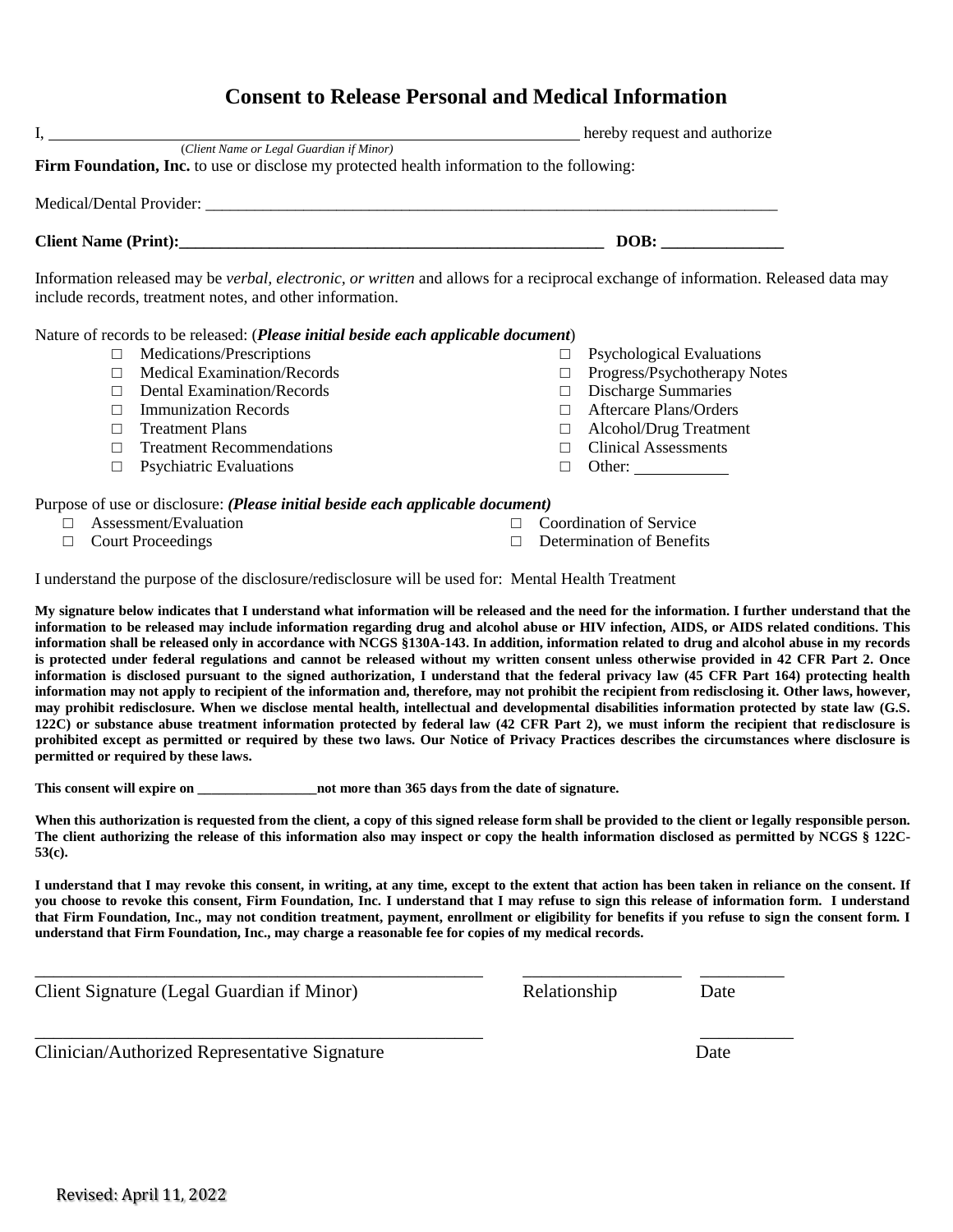# Consent to Release Personal and Medical Information

I, ______________________________________________________________ hereby request and authorize
(*Client Name or Legal Guardian if Minor*)
**Firm Foundation, Inc.** to use or disclose my protected health information to the following:

Medical/Dental Provider: ___________________________________________________________________________

**Client Name (Print):_______________________________________________________ DOB: _______________**

Information released may be *verbal, electronic, or written* and allows for a reciprocal exchange of information. Released data may include records, treatment notes, and other information.

Nature of records to be released: (***Please initial beside each applicable document***)

- □ Medications/Prescriptions
- □ Medical Examination/Records
- □ Dental Examination/Records
- □ Immunization Records
- □ Treatment Plans
- □ Treatment Recommendations
- □ Psychiatric Evaluations
- □ Psychological Evaluations
- □ Progress/Psychotherapy Notes
- □ Discharge Summaries
- □ Aftercare Plans/Orders
- □ Alcohol/Drug Treatment
- □ Clinical Assessments
- □ Other: ___________

Purpose of use or disclosure: ***(Please initial beside each applicable document)***

- □ Assessment/Evaluation
- □ Court Proceedings
- □ Coordination of Service
- □ Determination of Benefits

I understand the purpose of the disclosure/redisclosure will be used for: Mental Health Treatment

**My signature below indicates that I understand what information will be released and the need for the information. I further understand that the information to be released may include information regarding drug and alcohol abuse or HIV infection, AIDS, or AIDS related conditions. This information shall be released only in accordance with NCGS §130A-143. In addition, information related to drug and alcohol abuse in my records is protected under federal regulations and cannot be released without my written consent unless otherwise provided in 42 CFR Part 2. Once information is disclosed pursuant to the signed authorization, I understand that the federal privacy law (45 CFR Part 164) protecting health information may not apply to recipient of the information and, therefore, may not prohibit the recipient from redisclosing it. Other laws, however, may prohibit redisclosure. When we disclose mental health, intellectual and developmental disabilities information protected by state law (G.S. 122C) or substance abuse treatment information protected by federal law (42 CFR Part 2), we must inform the recipient that redisclosure is prohibited except as permitted or required by these two laws. Our Notice of Privacy Practices describes the circumstances where disclosure is permitted or required by these laws.**

**This consent will expire on _________________not more than 365 days from the date of signature.**

**When this authorization is requested from the client, a copy of this signed release form shall be provided to the client or legally responsible person. The client authorizing the release of this information also may inspect or copy the health information disclosed as permitted by NCGS § 122C-53(c).**

**I understand that I may revoke this consent, in writing, at any time, except to the extent that action has been taken in reliance on the consent. If you choose to revoke this consent, Firm Foundation, Inc. I understand that I may refuse to sign this release of information form. I understand that Firm Foundation, Inc., may not condition treatment, payment, enrollment or eligibility for benefits if you refuse to sign the consent form. I understand that Firm Foundation, Inc., may charge a reasonable fee for copies of my medical records.**

_________________________________________________ __________________ __________
Client Signature (Legal Guardian if Minor) Relationship Date

_________________________________________________ __________
Clinician/Authorized Representative Signature Date

Revised: April 11, 2022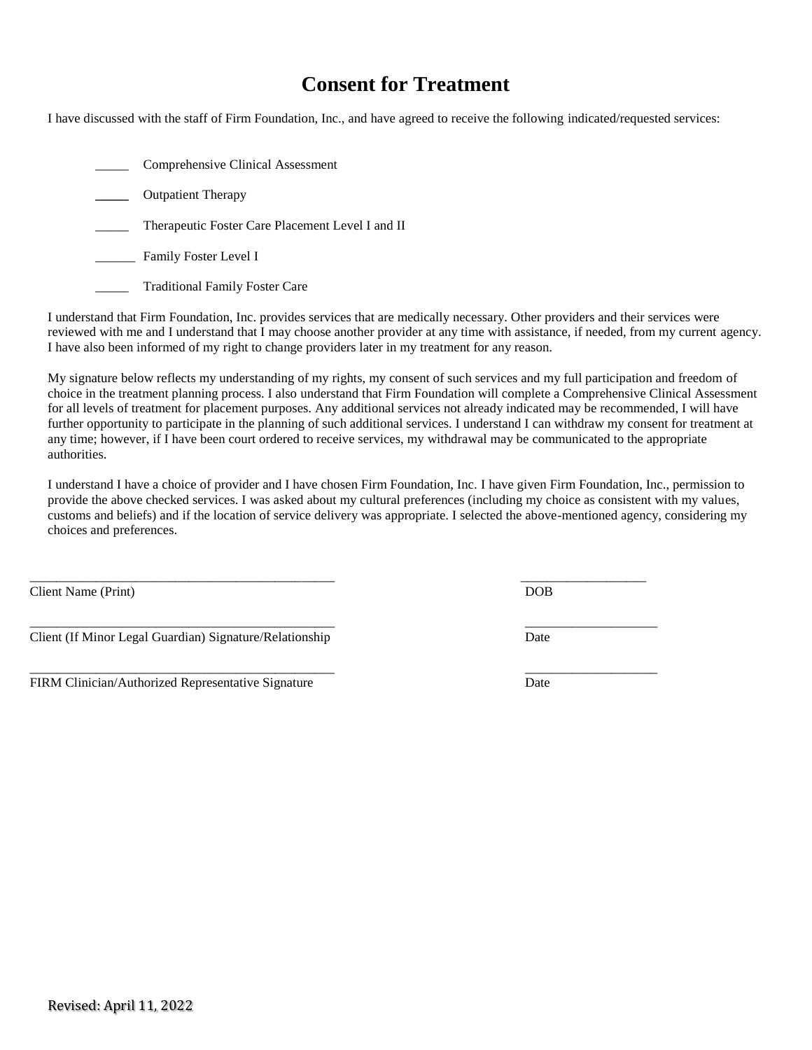# Consent for Treatment

I have discussed with the staff of Firm Foundation, Inc., and have agreed to receive the following indicated/requested services:

_____ Comprehensive Clinical Assessment

_____ Outpatient Therapy

_____ Therapeutic Foster Care Placement Level I and II

______ Family Foster Level I

_____ Traditional Family Foster Care

I understand that Firm Foundation, Inc. provides services that are medically necessary. Other providers and their services were reviewed with me and I understand that I may choose another provider at any time with assistance, if needed, from my current agency. I have also been informed of my right to change providers later in my treatment for any reason.

My signature below reflects my understanding of my rights, my consent of such services and my full participation and freedom of choice in the treatment planning process. I also understand that Firm Foundation will complete a Comprehensive Clinical Assessment for all levels of treatment for placement purposes. Any additional services not already indicated may be recommended, I will have further opportunity to participate in the planning of such additional services. I understand I can withdraw my consent for treatment at any time; however, if I have been court ordered to receive services, my withdrawal may be communicated to the appropriate authorities.

I understand I have a choice of provider and I have chosen Firm Foundation, Inc. I have given Firm Foundation, Inc., permission to provide the above checked services. I was asked about my cultural preferences (including my choice as consistent with my values, customs and beliefs) and if the location of service delivery was appropriate. I selected the above-mentioned agency, considering my choices and preferences.

_______________________________________________ ___________________
Client Name (Print) DOB

_______________________________________________ ____________________
Client (If Minor Legal Guardian) Signature/Relationship Date

_______________________________________________ ____________________
FIRM Clinician/Authorized Representative Signature Date

Revised: April 11, 2022